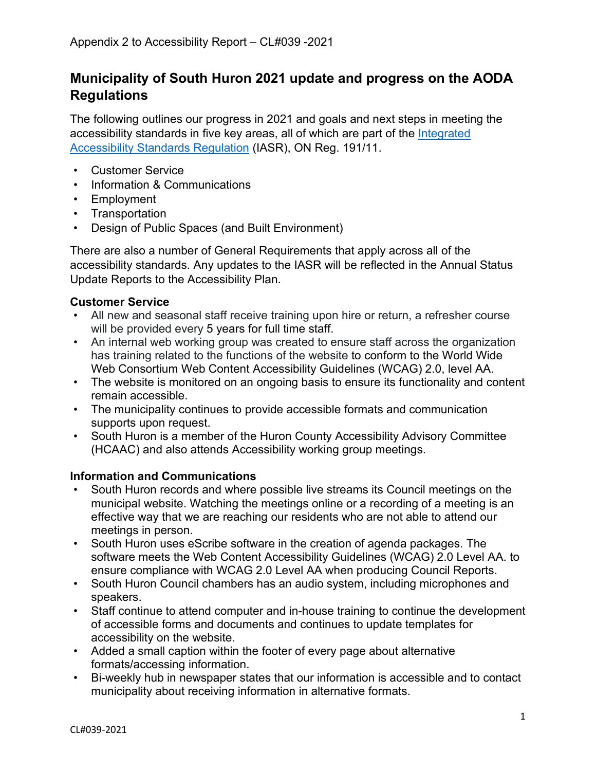Appendix 2 to Accessibility Report – CL#039 -2021

## Municipality of South Huron 2021 update and progress on the AODA Regulations

The following outlines our progress in 2021 and goals and next steps in meeting the accessibility standards in five key areas, all of which are part of the [Integrated Accessibility Standards Regulation](#) (IASR), ON Reg. 191/11.

- Customer Service
- Information & Communications
- Employment
- Transportation
- Design of Public Spaces (and Built Environment)

There are also a number of General Requirements that apply across all of the accessibility standards. Any updates to the IASR will be reflected in the Annual Status Update Reports to the Accessibility Plan.

### Customer Service

- All new and seasonal staff receive training upon hire or return, a refresher course will be provided every 5 years for full time staff.
- An internal web working group was created to ensure staff across the organization has training related to the functions of the website to conform to the World Wide Web Consortium Web Content Accessibility Guidelines (WCAG) 2.0, level AA.
- The website is monitored on an ongoing basis to ensure its functionality and content remain accessible.
- The municipality continues to provide accessible formats and communication supports upon request.
- South Huron is a member of the Huron County Accessibility Advisory Committee (HCAAC) and also attends Accessibility working group meetings.

### Information and Communications

- South Huron records and where possible live streams its Council meetings on the municipal website. Watching the meetings online or a recording of a meeting is an effective way that we are reaching our residents who are not able to attend our meetings in person.
- South Huron uses eScribe software in the creation of agenda packages. The software meets the Web Content Accessibility Guidelines (WCAG) 2.0 Level AA. to ensure compliance with WCAG 2.0 Level AA when producing Council Reports.
- South Huron Council chambers has an audio system, including microphones and speakers.
- Staff continue to attend computer and in-house training to continue the development of accessible forms and documents and continues to update templates for accessibility on the website.
- Added a small caption within the footer of every page about alternative formats/accessing information.
- Bi-weekly hub in newspaper states that our information is accessible and to contact municipality about receiving information in alternative formats.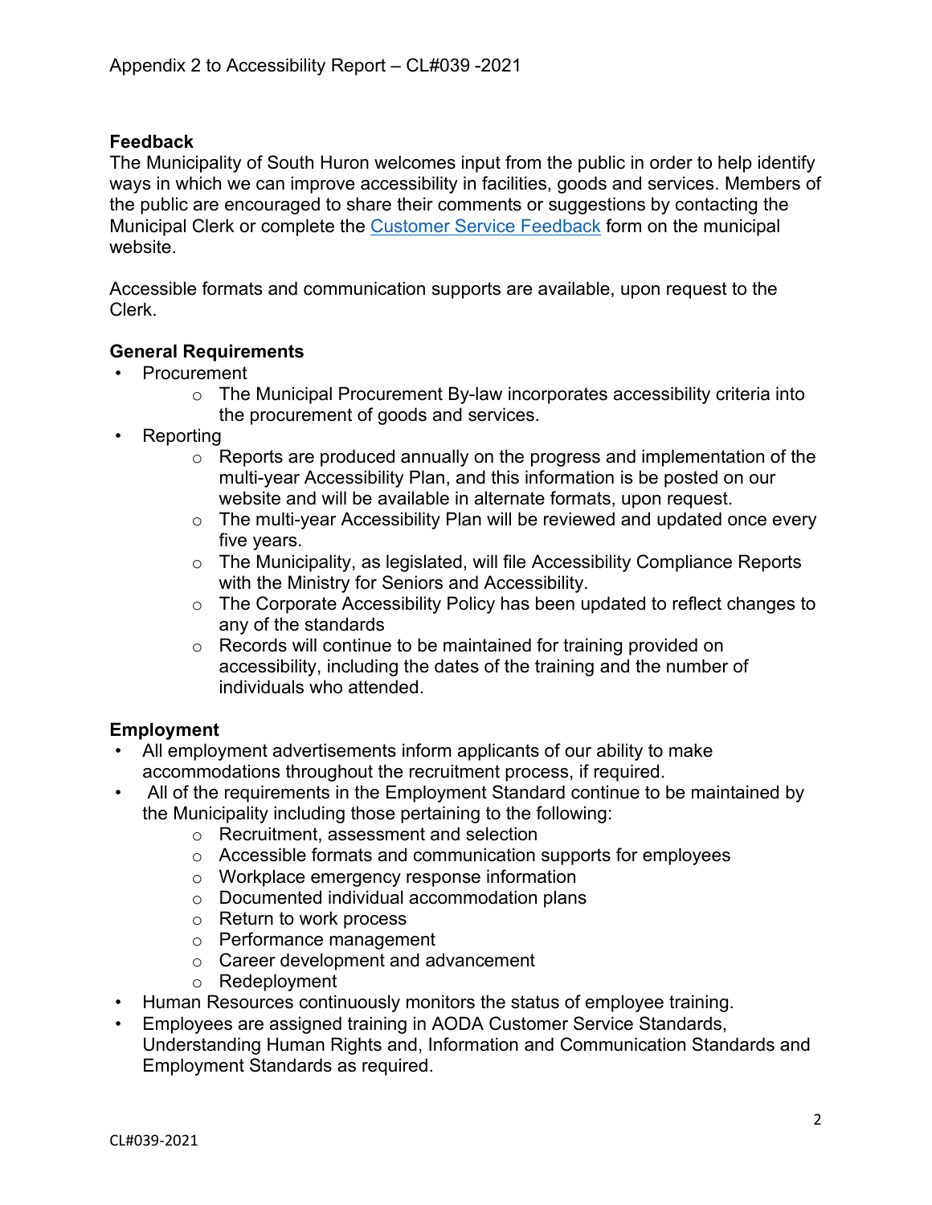**Feedback**
The Municipality of South Huron welcomes input from the public in order to help identify ways in which we can improve accessibility in facilities, goods and services. Members of the public are encouraged to share their comments or suggestions by contacting the Municipal Clerk or complete the [Customer Service Feedback] form on the municipal website.

Accessible formats and communication supports are available, upon request to the Clerk.

**General Requirements**

- Procurement
  - The Municipal Procurement By-law incorporates accessibility criteria into the procurement of goods and services.
- Reporting
  - Reports are produced annually on the progress and implementation of the multi-year Accessibility Plan, and this information is be posted on our website and will be available in alternate formats, upon request.
  - The multi-year Accessibility Plan will be reviewed and updated once every five years.
  - The Municipality, as legislated, will file Accessibility Compliance Reports with the Ministry for Seniors and Accessibility.
  - The Corporate Accessibility Policy has been updated to reflect changes to any of the standards
  - Records will continue to be maintained for training provided on accessibility, including the dates of the training and the number of individuals who attended.

**Employment**

- All employment advertisements inform applicants of our ability to make accommodations throughout the recruitment process, if required.
- All of the requirements in the Employment Standard continue to be maintained by the Municipality including those pertaining to the following:
  - Recruitment, assessment and selection
  - Accessible formats and communication supports for employees
  - Workplace emergency response information
  - Documented individual accommodation plans
  - Return to work process
  - Performance management
  - Career development and advancement
  - Redeployment
- Human Resources continuously monitors the status of employee training.
- Employees are assigned training in AODA Customer Service Standards, Understanding Human Rights and, Information and Communication Standards and Employment Standards as required.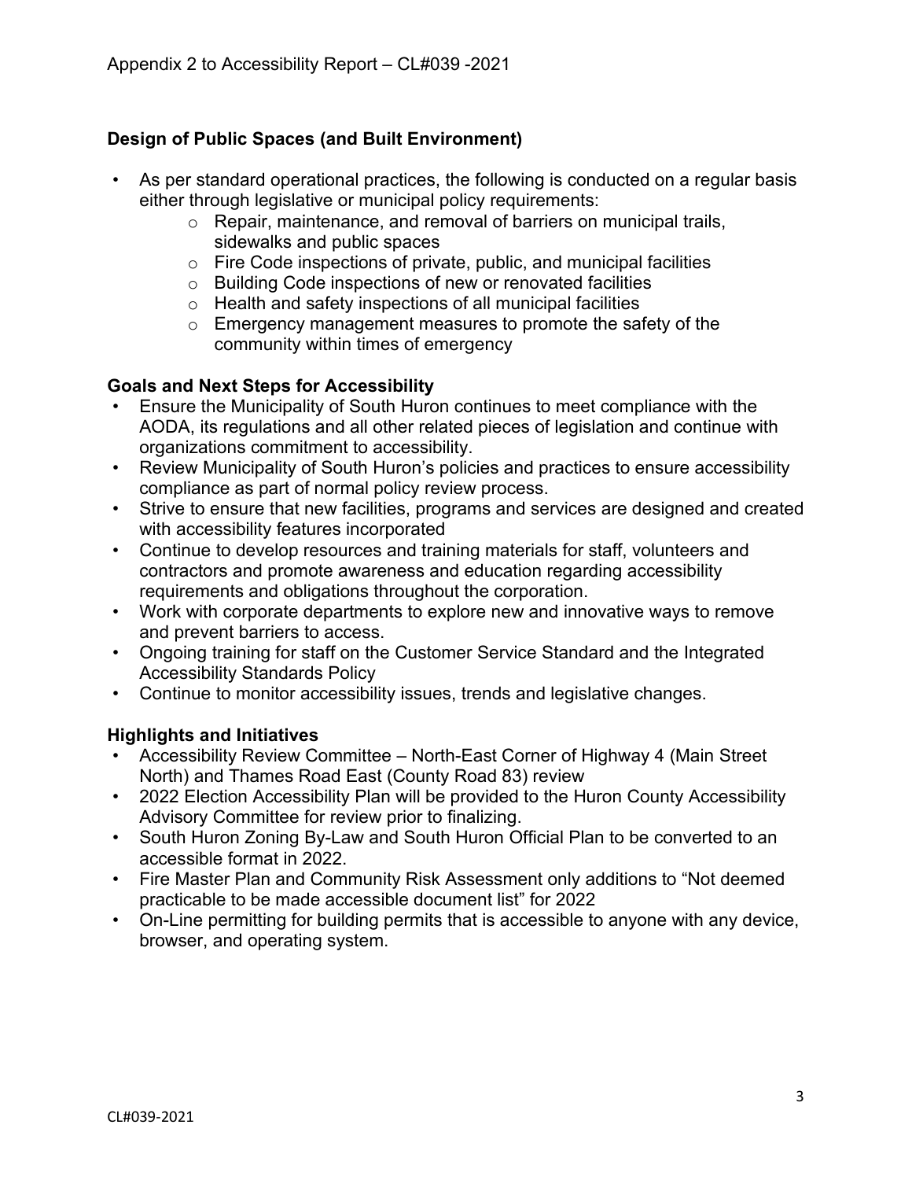## Design of Public Spaces (and Built Environment)

- As per standard operational practices, the following is conducted on a regular basis either through legislative or municipal policy requirements:
  - Repair, maintenance, and removal of barriers on municipal trails, sidewalks and public spaces
  - Fire Code inspections of private, public, and municipal facilities
  - Building Code inspections of new or renovated facilities
  - Health and safety inspections of all municipal facilities
  - Emergency management measures to promote the safety of the community within times of emergency

## Goals and Next Steps for Accessibility

- Ensure the Municipality of South Huron continues to meet compliance with the AODA, its regulations and all other related pieces of legislation and continue with organizations commitment to accessibility.
- Review Municipality of South Huron's policies and practices to ensure accessibility compliance as part of normal policy review process.
- Strive to ensure that new facilities, programs and services are designed and created with accessibility features incorporated
- Continue to develop resources and training materials for staff, volunteers and contractors and promote awareness and education regarding accessibility requirements and obligations throughout the corporation.
- Work with corporate departments to explore new and innovative ways to remove and prevent barriers to access.
- Ongoing training for staff on the Customer Service Standard and the Integrated Accessibility Standards Policy
- Continue to monitor accessibility issues, trends and legislative changes.

## Highlights and Initiatives

- Accessibility Review Committee – North-East Corner of Highway 4 (Main Street North) and Thames Road East (County Road 83) review
- 2022 Election Accessibility Plan will be provided to the Huron County Accessibility Advisory Committee for review prior to finalizing.
- South Huron Zoning By-Law and South Huron Official Plan to be converted to an accessible format in 2022.
- Fire Master Plan and Community Risk Assessment only additions to "Not deemed practicable to be made accessible document list" for 2022
- On-Line permitting for building permits that is accessible to anyone with any device, browser, and operating system.